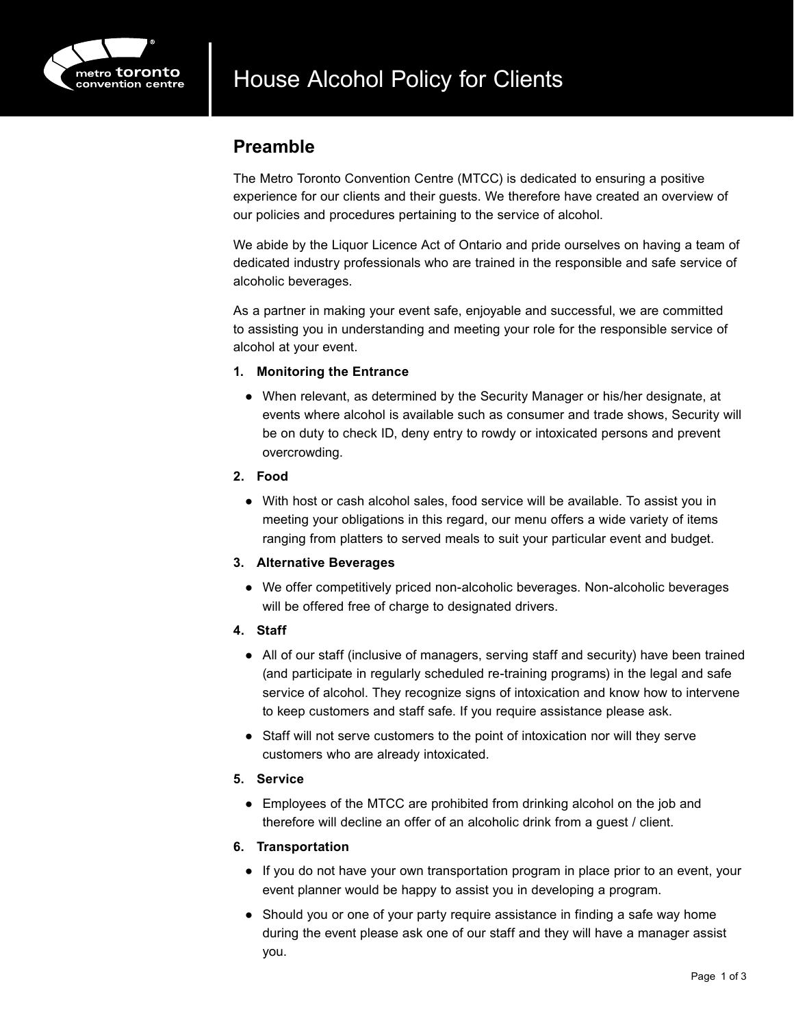# House Alcohol Policy for Clients

## Preamble

The Metro Toronto Convention Centre (MTCC) is dedicated to ensuring a positive experience for our clients and their guests. We therefore have created an overview of our policies and procedures pertaining to the service of alcohol.

We abide by the Liquor Licence Act of Ontario and pride ourselves on having a team of dedicated industry professionals who are trained in the responsible and safe service of alcoholic beverages.

As a partner in making your event safe, enjoyable and successful, we are committed to assisting you in understanding and meeting your role for the responsible service of alcohol at your event.

**1. Monitoring the Entrance**

- When relevant, as determined by the Security Manager or his/her designate, at events where alcohol is available such as consumer and trade shows, Security will be on duty to check ID, deny entry to rowdy or intoxicated persons and prevent overcrowding.

**2. Food**

- With host or cash alcohol sales, food service will be available. To assist you in meeting your obligations in this regard, our menu offers a wide variety of items ranging from platters to served meals to suit your particular event and budget.

**3. Alternative Beverages**

- We offer competitively priced non-alcoholic beverages. Non-alcoholic beverages will be offered free of charge to designated drivers.

**4. Staff**

- All of our staff (inclusive of managers, serving staff and security) have been trained (and participate in regularly scheduled re-training programs) in the legal and safe service of alcohol. They recognize signs of intoxication and know how to intervene to keep customers and staff safe. If you require assistance please ask.
- Staff will not serve customers to the point of intoxication nor will they serve customers who are already intoxicated.

**5. Service**

- Employees of the MTCC are prohibited from drinking alcohol on the job and therefore will decline an offer of an alcoholic drink from a guest / client.

**6. Transportation**

- If you do not have your own transportation program in place prior to an event, your event planner would be happy to assist you in developing a program.
- Should you or one of your party require assistance in finding a safe way home during the event please ask one of our staff and they will have a manager assist you.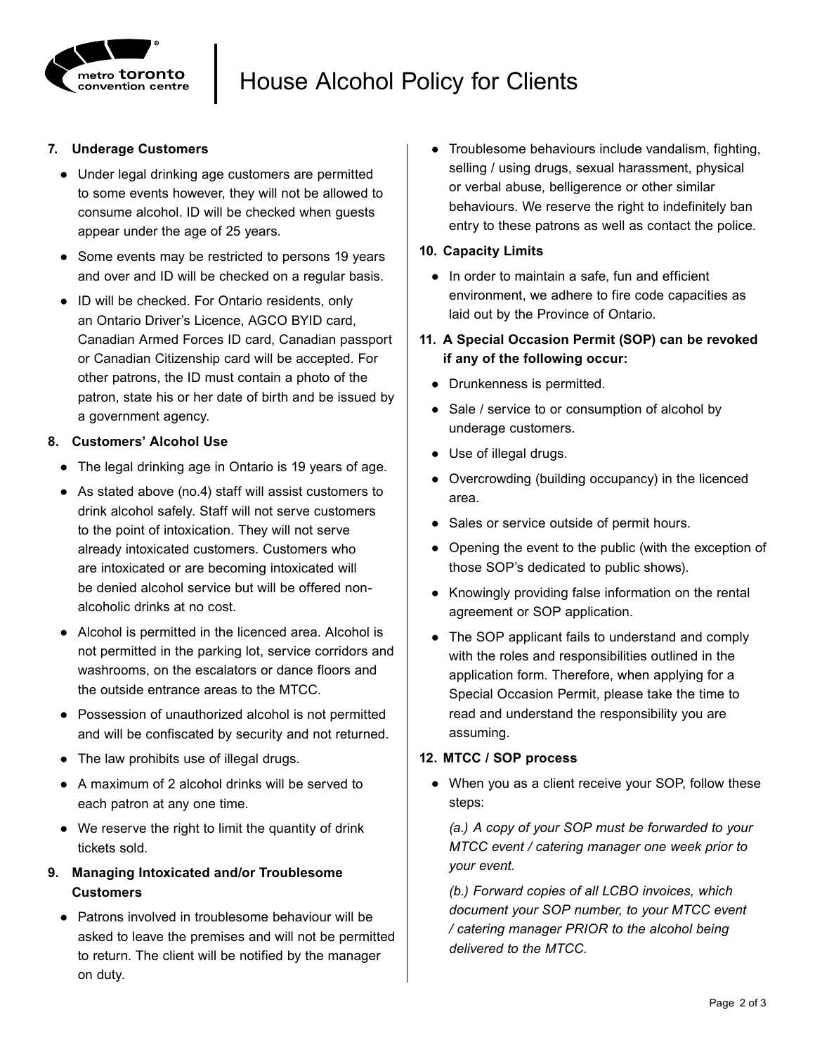# House Alcohol Policy for Clients

### 7. Underage Customers

- Under legal drinking age customers are permitted to some events however, they will not be allowed to consume alcohol. ID will be checked when guests appear under the age of 25 years.
- Some events may be restricted to persons 19 years and over and ID will be checked on a regular basis.
- ID will be checked. For Ontario residents, only an Ontario Driver's Licence, AGCO BYID card, Canadian Armed Forces ID card, Canadian passport or Canadian Citizenship card will be accepted. For other patrons, the ID must contain a photo of the patron, state his or her date of birth and be issued by a government agency.

### 8. Customers' Alcohol Use

- The legal drinking age in Ontario is 19 years of age.
- As stated above (no.4) staff will assist customers to drink alcohol safely. Staff will not serve customers to the point of intoxication. They will not serve already intoxicated customers. Customers who are intoxicated or are becoming intoxicated will be denied alcohol service but will be offered non-alcoholic drinks at no cost.
- Alcohol is permitted in the licenced area. Alcohol is not permitted in the parking lot, service corridors and washrooms, on the escalators or dance floors and the outside entrance areas to the MTCC.
- Possession of unauthorized alcohol is not permitted and will be confiscated by security and not returned.
- The law prohibits use of illegal drugs.
- A maximum of 2 alcohol drinks will be served to each patron at any one time.
- We reserve the right to limit the quantity of drink tickets sold.

### 9. Managing Intoxicated and/or Troublesome Customers

- Patrons involved in troublesome behaviour will be asked to leave the premises and will not be permitted to return. The client will be notified by the manager on duty.
- Troublesome behaviours include vandalism, fighting, selling / using drugs, sexual harassment, physical or verbal abuse, belligerence or other similar behaviours. We reserve the right to indefinitely ban entry to these patrons as well as contact the police.

### 10. Capacity Limits

- In order to maintain a safe, fun and efficient environment, we adhere to fire code capacities as laid out by the Province of Ontario.

### 11. A Special Occasion Permit (SOP) can be revoked if any of the following occur:

- Drunkenness is permitted.
- Sale / service to or consumption of alcohol by underage customers.
- Use of illegal drugs.
- Overcrowding (building occupancy) in the licenced area.
- Sales or service outside of permit hours.
- Opening the event to the public (with the exception of those SOP's dedicated to public shows).
- Knowingly providing false information on the rental agreement or SOP application.
- The SOP applicant fails to understand and comply with the roles and responsibilities outlined in the application form. Therefore, when applying for a Special Occasion Permit, please take the time to read and understand the responsibility you are assuming.

### 12. MTCC / SOP process

- When you as a client receive your SOP, follow these steps:

  *(a.) A copy of your SOP must be forwarded to your MTCC event / catering manager one week prior to your event.*

  *(b.) Forward copies of all LCBO invoices, which document your SOP number, to your MTCC event / catering manager PRIOR to the alcohol being delivered to the MTCC.*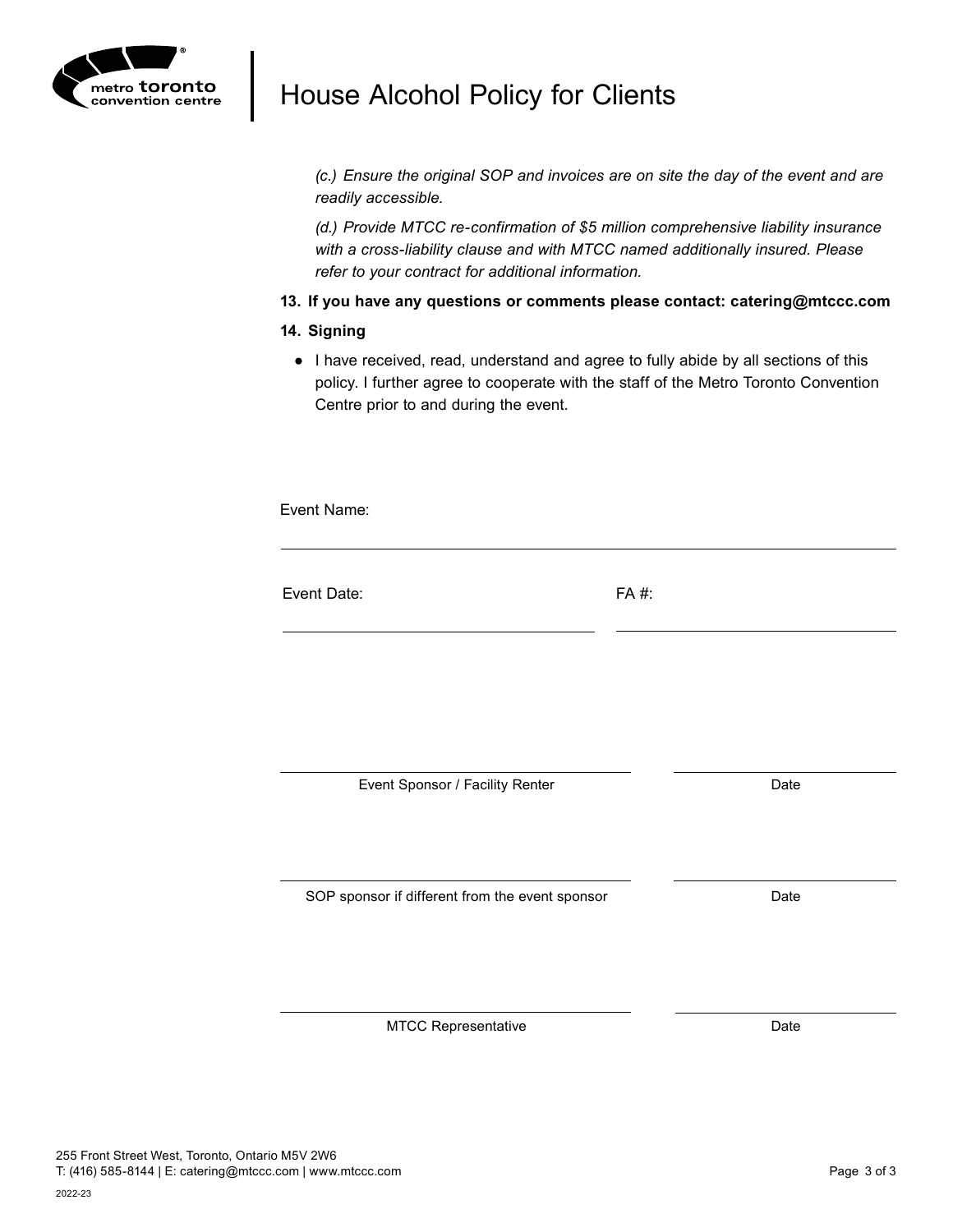*(c.) Ensure the original SOP and invoices are on site the day of the event and are readily accessible.*

*(d.) Provide MTCC re-confirmation of $5 million comprehensive liability insurance with a cross-liability clause and with MTCC named additionally insured. Please refer to your contract for additional information.*

**13. If you have any questions or comments please contact: catering@mtccc.com**

**14. Signing**

- I have received, read, understand and agree to fully abide by all sections of this policy. I further agree to cooperate with the staff of the Metro Toronto Convention Centre prior to and during the event.

Event Name: ______________________________

Event Date: ______________________ FA #: ______________________

______________________________ ______________
Event Sponsor / Facility Renter Date

______________________________ ______________
SOP sponsor if different from the event sponsor Date

______________________________ ______________
MTCC Representative Date

255 Front Street West, Toronto, Ontario M5V 2W6
T: (416) 585-8144 | E: catering@mtccc.com | www.mtccc.com

2022-23